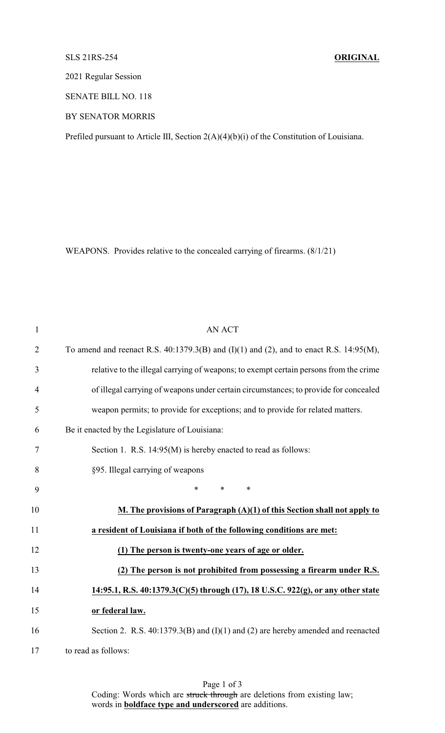SLS 21RS-254 **ORIGINAL**

2021 Regular Session

SENATE BILL NO. 118

BY SENATOR MORRIS

Prefiled pursuant to Article III, Section 2(A)(4)(b)(i) of the Constitution of Louisiana.

WEAPONS. Provides relative to the concealed carrying of firearms. (8/1/21)

AN ACT

To amend and reenact R.S. 40:1379.3(B) and (I)(1) and (2), and to enact R.S. 14:95(M), relative to the illegal carrying of weapons; to exempt certain persons from the crime of illegal carrying of weapons under certain circumstances; to provide for concealed weapon permits; to provide for exceptions; and to provide for related matters.

Be it enacted by the Legislature of Louisiana:

Section 1. R.S. 14:95(M) is hereby enacted to read as follows:

§95. Illegal carrying of weapons

\* \* \*

**M. The provisions of Paragraph (A)(1) of this Section shall not apply to a resident of Louisiana if both of the following conditions are met:**

**(1) The person is twenty-one years of age or older.**

**(2) The person is not prohibited from possessing a firearm under R.S. 14:95.1, R.S. 40:1379.3(C)(5) through (17), 18 U.S.C. 922(g), or any other state or federal law.**

Section 2. R.S. 40:1379.3(B) and (I)(1) and (2) are hereby amended and reenacted to read as follows:

Coding: Words which are ~~struck through~~ are deletions from existing law; words in **boldface type and underscored** are additions.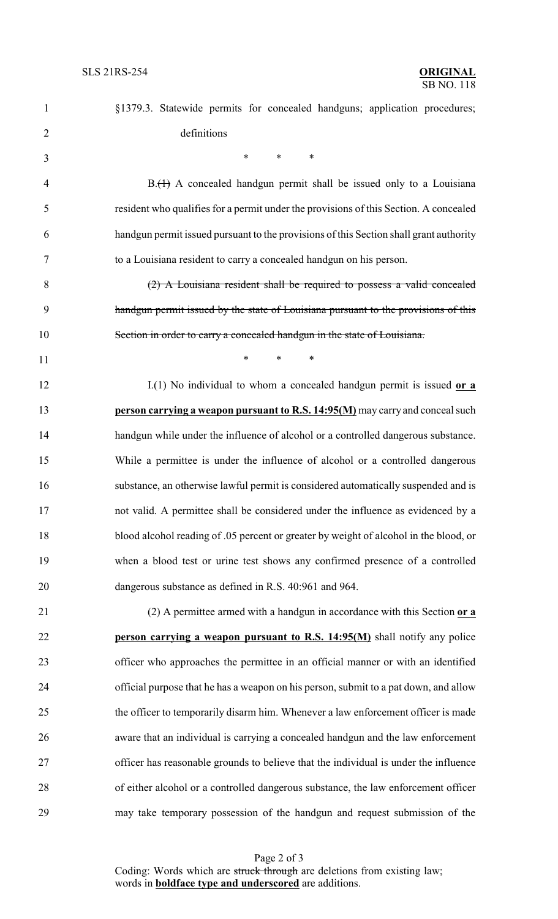§1379.3. Statewide permits for concealed handguns; application procedures; definitions

\* \* \*

B.~~(1)~~ A concealed handgun permit shall be issued only to a Louisiana resident who qualifies for a permit under the provisions of this Section. A concealed handgun permit issued pursuant to the provisions of this Section shall grant authority to a Louisiana resident to carry a concealed handgun on his person.

~~(2) A Louisiana resident shall be required to possess a valid concealed handgun permit issued by the state of Louisiana pursuant to the provisions of this Section in order to carry a concealed handgun in the state of Louisiana.~~

\* \* \*

I.(1) No individual to whom a concealed handgun permit is issued **or a person carrying a weapon pursuant to R.S. 14:95(M)** may carry and conceal such handgun while under the influence of alcohol or a controlled dangerous substance. While a permittee is under the influence of alcohol or a controlled dangerous substance, an otherwise lawful permit is considered automatically suspended and is not valid. A permittee shall be considered under the influence as evidenced by a blood alcohol reading of .05 percent or greater by weight of alcohol in the blood, or when a blood test or urine test shows any confirmed presence of a controlled dangerous substance as defined in R.S. 40:961 and 964.

(2) A permittee armed with a handgun in accordance with this Section **or a person carrying a weapon pursuant to R.S. 14:95(M)** shall notify any police officer who approaches the permittee in an official manner or with an identified official purpose that he has a weapon on his person, submit to a pat down, and allow the officer to temporarily disarm him. Whenever a law enforcement officer is made aware that an individual is carrying a concealed handgun and the law enforcement officer has reasonable grounds to believe that the individual is under the influence of either alcohol or a controlled dangerous substance, the law enforcement officer may take temporary possession of the handgun and request submission of the

Coding: Words which are ~~struck through~~ are deletions from existing law; words in **boldface type and underscored** are additions.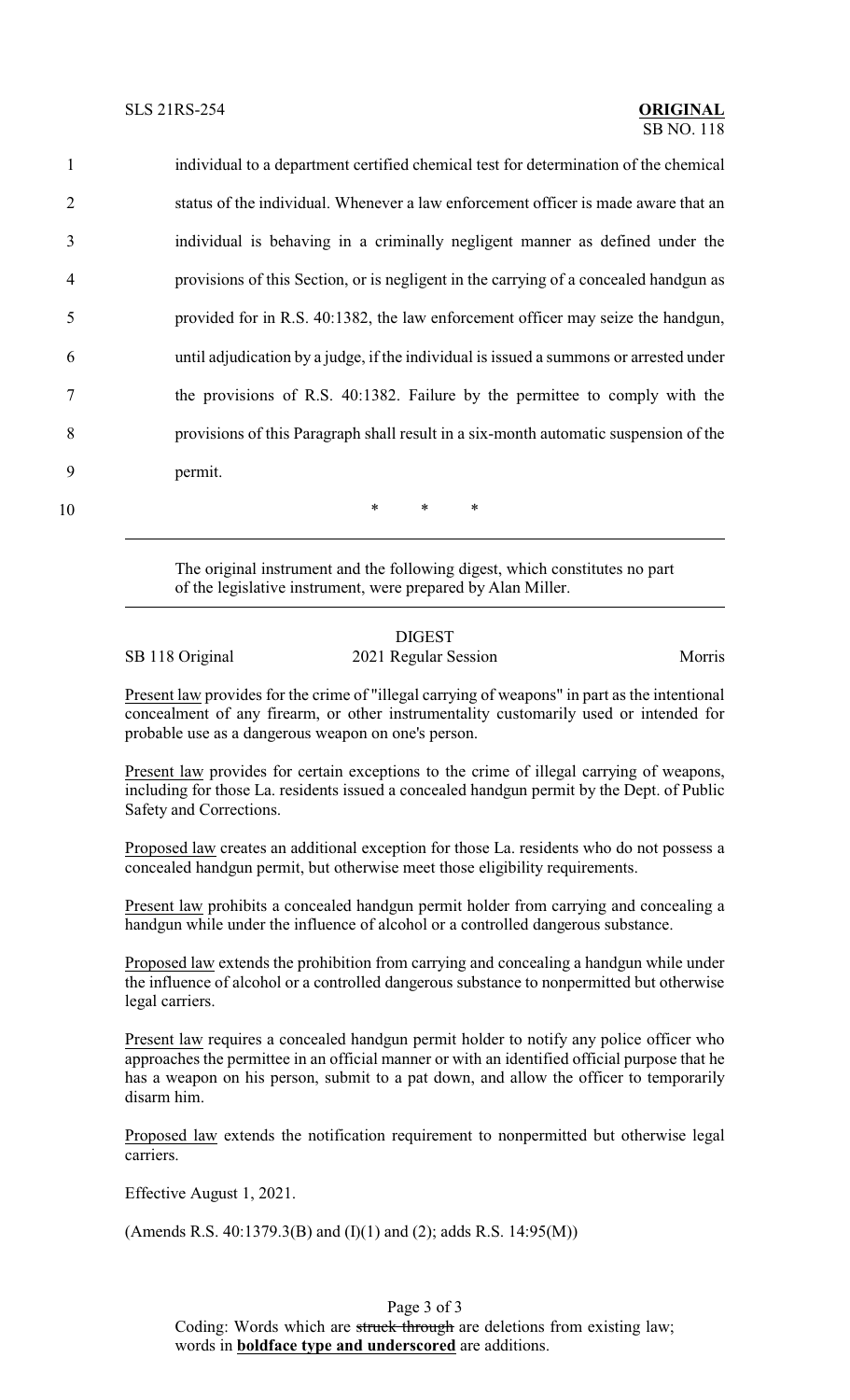individual to a department certified chemical test for determination of the chemical status of the individual. Whenever a law enforcement officer is made aware that an individual is behaving in a criminally negligent manner as defined under the provisions of this Section, or is negligent in the carrying of a concealed handgun as provided for in R.S. 40:1382, the law enforcement officer may seize the handgun, until adjudication by a judge, if the individual is issued a summons or arrested under the provisions of R.S. 40:1382. Failure by the permittee to comply with the provisions of this Paragraph shall result in a six-month automatic suspension of the permit.

\* \* \*

The original instrument and the following digest, which constitutes no part of the legislative instrument, were prepared by Alan Miller.

## DIGEST

SB 118 Original — 2021 Regular Session — Morris

Present law provides for the crime of "illegal carrying of weapons" in part as the intentional concealment of any firearm, or other instrumentality customarily used or intended for probable use as a dangerous weapon on one's person.

Present law provides for certain exceptions to the crime of illegal carrying of weapons, including for those La. residents issued a concealed handgun permit by the Dept. of Public Safety and Corrections.

Proposed law creates an additional exception for those La. residents who do not possess a concealed handgun permit, but otherwise meet those eligibility requirements.

Present law prohibits a concealed handgun permit holder from carrying and concealing a handgun while under the influence of alcohol or a controlled dangerous substance.

Proposed law extends the prohibition from carrying and concealing a handgun while under the influence of alcohol or a controlled dangerous substance to nonpermitted but otherwise legal carriers.

Present law requires a concealed handgun permit holder to notify any police officer who approaches the permittee in an official manner or with an identified official purpose that he has a weapon on his person, submit to a pat down, and allow the officer to temporarily disarm him.

Proposed law extends the notification requirement to nonpermitted but otherwise legal carriers.

Effective August 1, 2021.

(Amends R.S. 40:1379.3(B) and (I)(1) and (2); adds R.S. 14:95(M))

Coding: Words which are ~~struck through~~ are deletions from existing law; words in **boldface type and underscored** are additions.